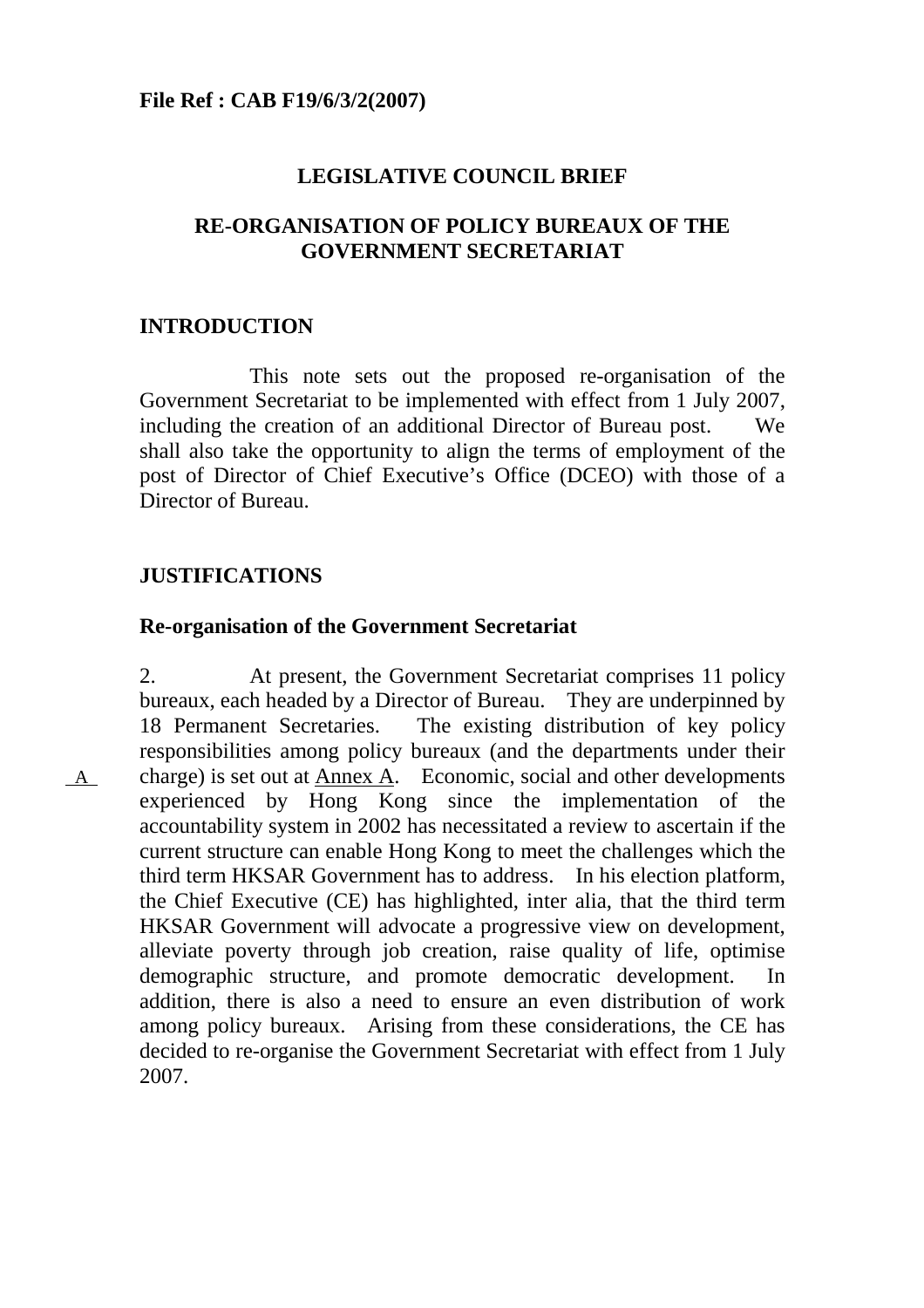**File Ref : CAB F19/6/3/2(2007)**

# LEGISLATIVE COUNCIL BRIEF

## RE-ORGANISATION OF POLICY BUREAUX OF THE GOVERNMENT SECRETARIAT

### INTRODUCTION

This note sets out the proposed re-organisation of the Government Secretariat to be implemented with effect from 1 July 2007, including the creation of an additional Director of Bureau post. We shall also take the opportunity to align the terms of employment of the post of Director of Chief Executive's Office (DCEO) with those of a Director of Bureau.

### JUSTIFICATIONS

#### Re-organisation of the Government Secretariat

2. At present, the Government Secretariat comprises 11 policy bureaux, each headed by a Director of Bureau. They are underpinned by 18 Permanent Secretaries. The existing distribution of key policy responsibilities among policy bureaux (and the departments under their charge) is set out at Annex A. Economic, social and other developments experienced by Hong Kong since the implementation of the accountability system in 2002 has necessitated a review to ascertain if the current structure can enable Hong Kong to meet the challenges which the third term HKSAR Government has to address. In his election platform, the Chief Executive (CE) has highlighted, inter alia, that the third term HKSAR Government will advocate a progressive view on development, alleviate poverty through job creation, raise quality of life, optimise demographic structure, and promote democratic development. In addition, there is also a need to ensure an even distribution of work among policy bureaux. Arising from these considerations, the CE has decided to re-organise the Government Secretariat with effect from 1 July 2007.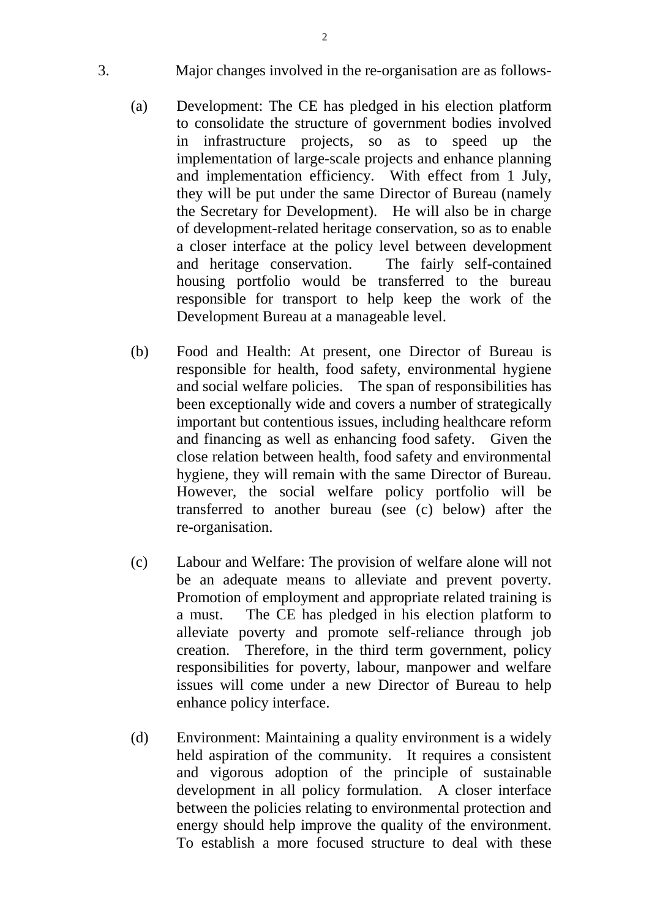3. Major changes involved in the re-organisation are as follows-

(a) Development: The CE has pledged in his election platform to consolidate the structure of government bodies involved in infrastructure projects, so as to speed up the implementation of large-scale projects and enhance planning and implementation efficiency. With effect from 1 July, they will be put under the same Director of Bureau (namely the Secretary for Development). He will also be in charge of development-related heritage conservation, so as to enable a closer interface at the policy level between development and heritage conservation. The fairly self-contained housing portfolio would be transferred to the bureau responsible for transport to help keep the work of the Development Bureau at a manageable level.

(b) Food and Health: At present, one Director of Bureau is responsible for health, food safety, environmental hygiene and social welfare policies. The span of responsibilities has been exceptionally wide and covers a number of strategically important but contentious issues, including healthcare reform and financing as well as enhancing food safety. Given the close relation between health, food safety and environmental hygiene, they will remain with the same Director of Bureau. However, the social welfare policy portfolio will be transferred to another bureau (see (c) below) after the re-organisation.

(c) Labour and Welfare: The provision of welfare alone will not be an adequate means to alleviate and prevent poverty. Promotion of employment and appropriate related training is a must. The CE has pledged in his election platform to alleviate poverty and promote self-reliance through job creation. Therefore, in the third term government, policy responsibilities for poverty, labour, manpower and welfare issues will come under a new Director of Bureau to help enhance policy interface.

(d) Environment: Maintaining a quality environment is a widely held aspiration of the community. It requires a consistent and vigorous adoption of the principle of sustainable development in all policy formulation. A closer interface between the policies relating to environmental protection and energy should help improve the quality of the environment. To establish a more focused structure to deal with these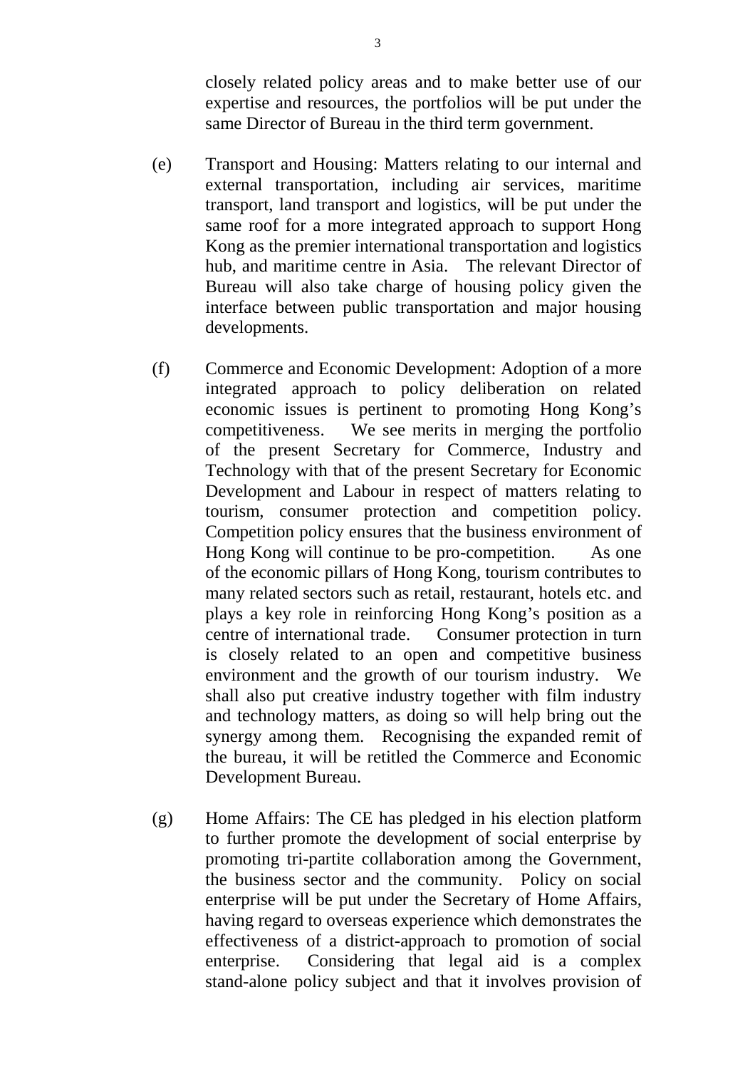closely related policy areas and to make better use of our expertise and resources, the portfolios will be put under the same Director of Bureau in the third term government.

(e) Transport and Housing: Matters relating to our internal and external transportation, including air services, maritime transport, land transport and logistics, will be put under the same roof for a more integrated approach to support Hong Kong as the premier international transportation and logistics hub, and maritime centre in Asia. The relevant Director of Bureau will also take charge of housing policy given the interface between public transportation and major housing developments.

(f) Commerce and Economic Development: Adoption of a more integrated approach to policy deliberation on related economic issues is pertinent to promoting Hong Kong's competitiveness. We see merits in merging the portfolio of the present Secretary for Commerce, Industry and Technology with that of the present Secretary for Economic Development and Labour in respect of matters relating to tourism, consumer protection and competition policy. Competition policy ensures that the business environment of Hong Kong will continue to be pro-competition. As one of the economic pillars of Hong Kong, tourism contributes to many related sectors such as retail, restaurant, hotels etc. and plays a key role in reinforcing Hong Kong's position as a centre of international trade. Consumer protection in turn is closely related to an open and competitive business environment and the growth of our tourism industry. We shall also put creative industry together with film industry and technology matters, as doing so will help bring out the synergy among them. Recognising the expanded remit of the bureau, it will be retitled the Commerce and Economic Development Bureau.

(g) Home Affairs: The CE has pledged in his election platform to further promote the development of social enterprise by promoting tri-partite collaboration among the Government, the business sector and the community. Policy on social enterprise will be put under the Secretary of Home Affairs, having regard to overseas experience which demonstrates the effectiveness of a district-approach to promotion of social enterprise. Considering that legal aid is a complex stand-alone policy subject and that it involves provision of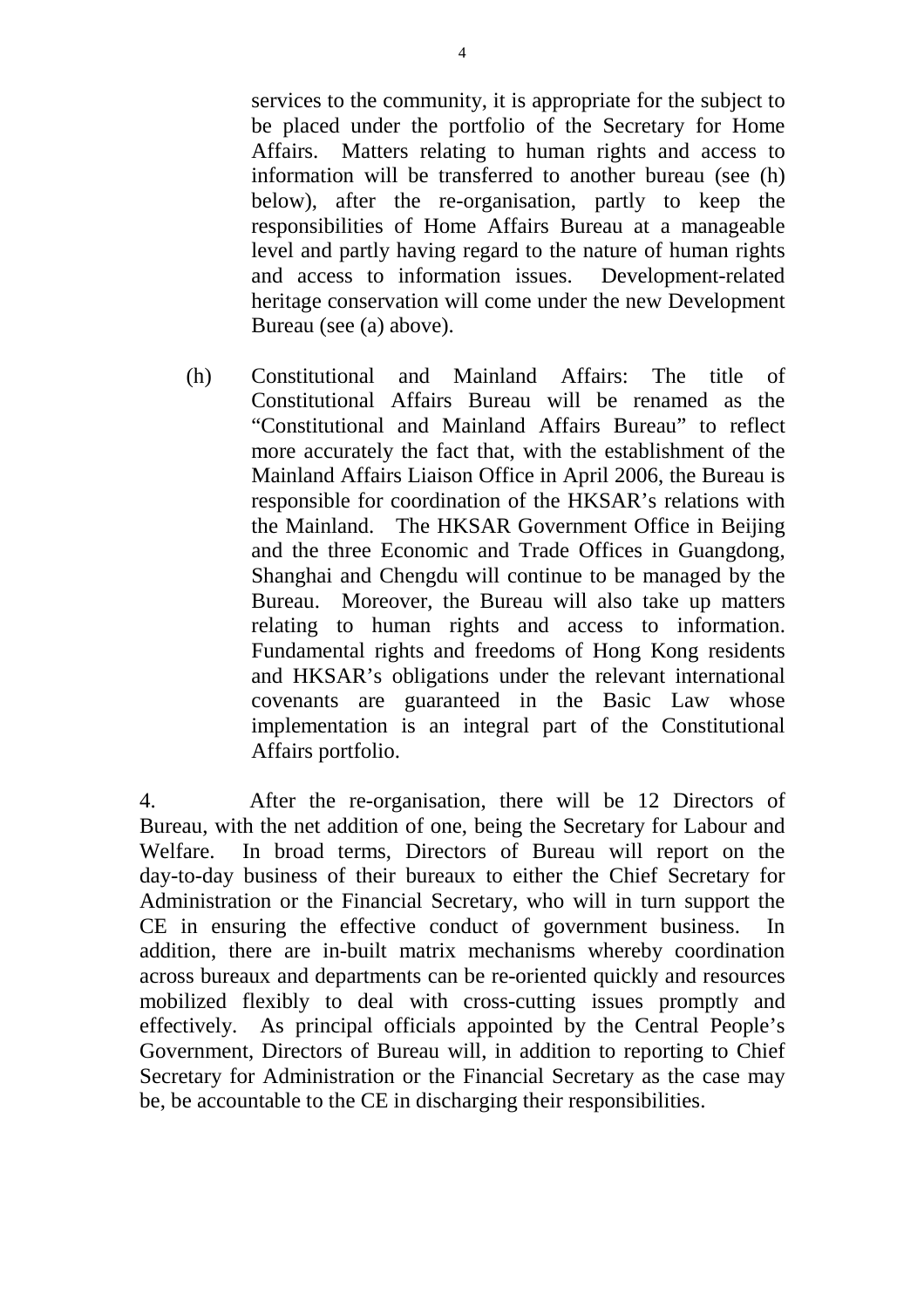services to the community, it is appropriate for the subject to be placed under the portfolio of the Secretary for Home Affairs. Matters relating to human rights and access to information will be transferred to another bureau (see (h) below), after the re-organisation, partly to keep the responsibilities of Home Affairs Bureau at a manageable level and partly having regard to the nature of human rights and access to information issues. Development-related heritage conservation will come under the new Development Bureau (see (a) above).

(h) Constitutional and Mainland Affairs: The title of Constitutional Affairs Bureau will be renamed as the "Constitutional and Mainland Affairs Bureau" to reflect more accurately the fact that, with the establishment of the Mainland Affairs Liaison Office in April 2006, the Bureau is responsible for coordination of the HKSAR's relations with the Mainland. The HKSAR Government Office in Beijing and the three Economic and Trade Offices in Guangdong, Shanghai and Chengdu will continue to be managed by the Bureau. Moreover, the Bureau will also take up matters relating to human rights and access to information. Fundamental rights and freedoms of Hong Kong residents and HKSAR's obligations under the relevant international covenants are guaranteed in the Basic Law whose implementation is an integral part of the Constitutional Affairs portfolio.

4. After the re-organisation, there will be 12 Directors of Bureau, with the net addition of one, being the Secretary for Labour and Welfare. In broad terms, Directors of Bureau will report on the day-to-day business of their bureaux to either the Chief Secretary for Administration or the Financial Secretary, who will in turn support the CE in ensuring the effective conduct of government business. In addition, there are in-built matrix mechanisms whereby coordination across bureaux and departments can be re-oriented quickly and resources mobilized flexibly to deal with cross-cutting issues promptly and effectively. As principal officials appointed by the Central People's Government, Directors of Bureau will, in addition to reporting to Chief Secretary for Administration or the Financial Secretary as the case may be, be accountable to the CE in discharging their responsibilities.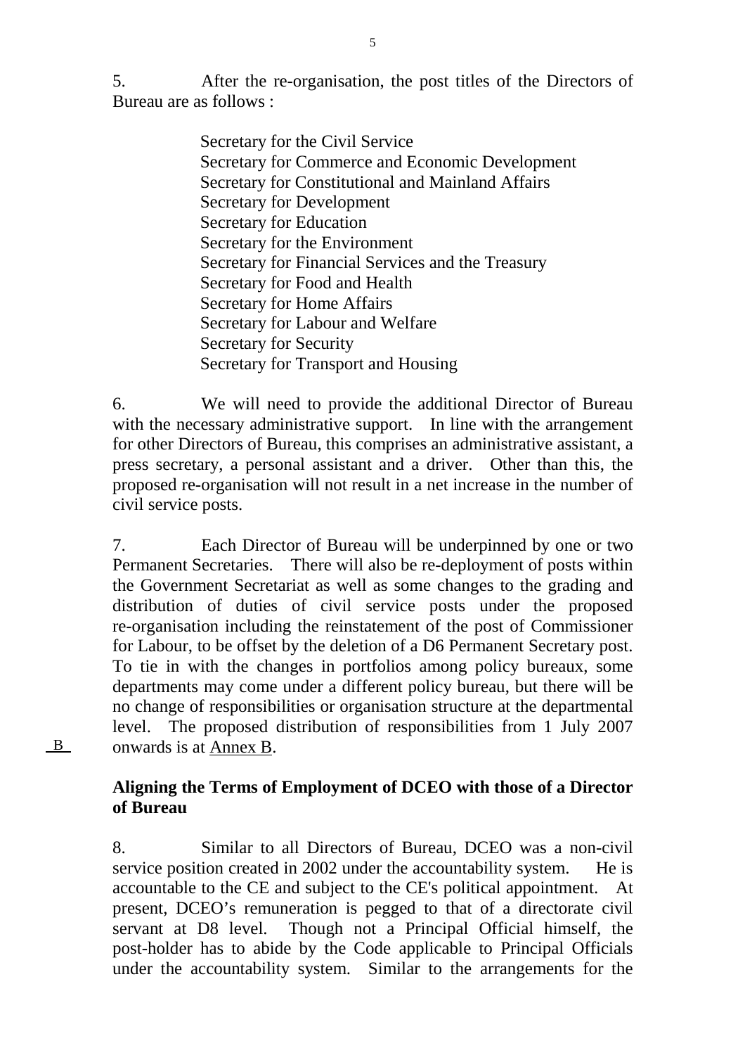5. After the re-organisation, the post titles of the Directors of Bureau are as follows :

Secretary for the Civil Service
Secretary for Commerce and Economic Development
Secretary for Constitutional and Mainland Affairs
Secretary for Development
Secretary for Education
Secretary for the Environment
Secretary for Financial Services and the Treasury
Secretary for Food and Health
Secretary for Home Affairs
Secretary for Labour and Welfare
Secretary for Security
Secretary for Transport and Housing

6. We will need to provide the additional Director of Bureau with the necessary administrative support. In line with the arrangement for other Directors of Bureau, this comprises an administrative assistant, a press secretary, a personal assistant and a driver. Other than this, the proposed re-organisation will not result in a net increase in the number of civil service posts.

7. Each Director of Bureau will be underpinned by one or two Permanent Secretaries. There will also be re-deployment of posts within the Government Secretariat as well as some changes to the grading and distribution of duties of civil service posts under the proposed re-organisation including the reinstatement of the post of Commissioner for Labour, to be offset by the deletion of a D6 Permanent Secretary post. To tie in with the changes in portfolios among policy bureaux, some departments may come under a different policy bureau, but there will be no change of responsibilities or organisation structure at the departmental level. The proposed distribution of responsibilities from 1 July 2007 onwards is at Annex B.

B

**Aligning the Terms of Employment of DCEO with those of a Director of Bureau**

8. Similar to all Directors of Bureau, DCEO was a non-civil service position created in 2002 under the accountability system. He is accountable to the CE and subject to the CE's political appointment. At present, DCEO's remuneration is pegged to that of a directorate civil servant at D8 level. Though not a Principal Official himself, the post-holder has to abide by the Code applicable to Principal Officials under the accountability system. Similar to the arrangements for the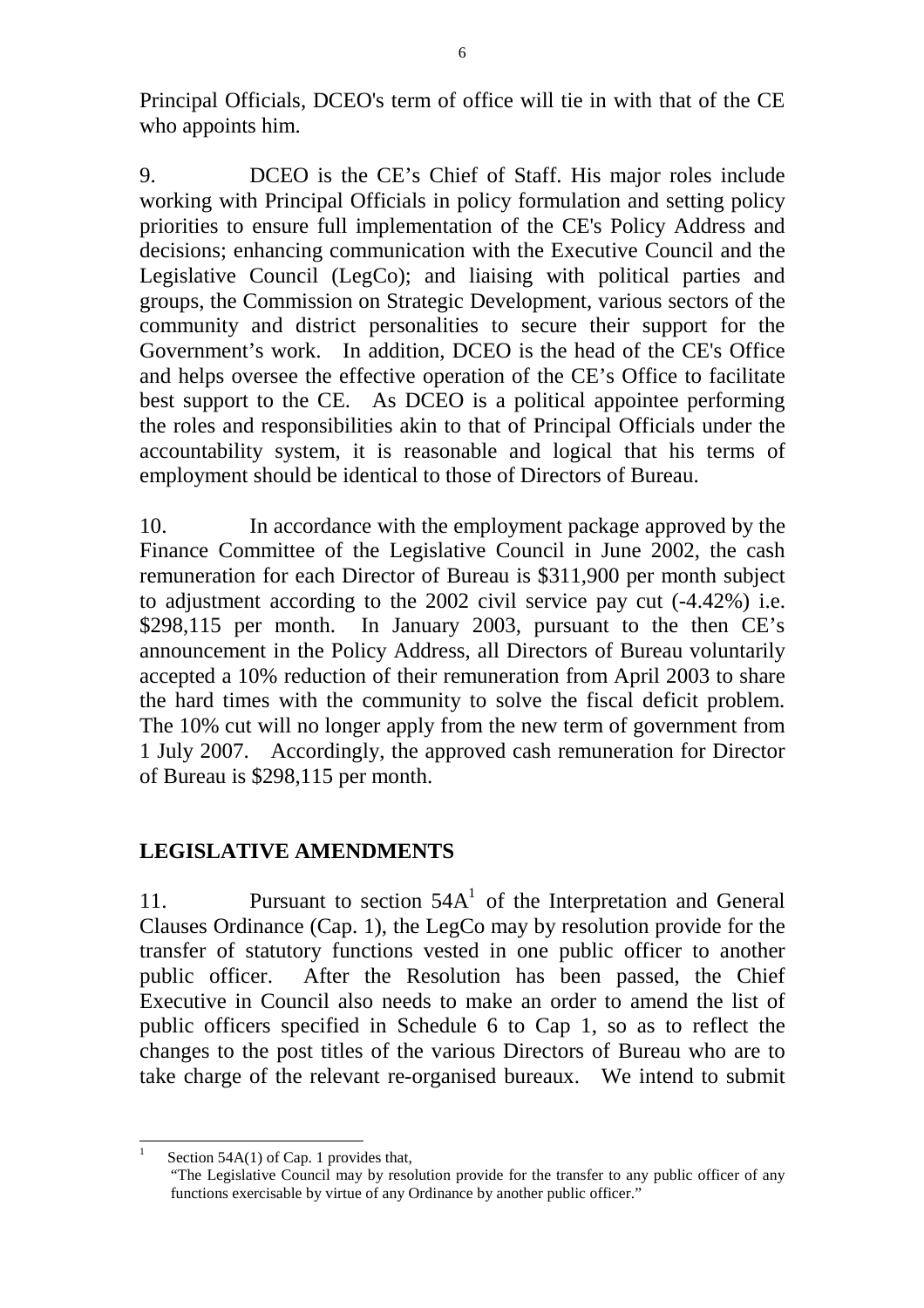Principal Officials, DCEO's term of office will tie in with that of the CE who appoints him.

9. DCEO is the CE’s Chief of Staff. His major roles include working with Principal Officials in policy formulation and setting policy priorities to ensure full implementation of the CE's Policy Address and decisions; enhancing communication with the Executive Council and the Legislative Council (LegCo); and liaising with political parties and groups, the Commission on Strategic Development, various sectors of the community and district personalities to secure their support for the Government’s work. In addition, DCEO is the head of the CE's Office and helps oversee the effective operation of the CE’s Office to facilitate best support to the CE. As DCEO is a political appointee performing the roles and responsibilities akin to that of Principal Officials under the accountability system, it is reasonable and logical that his terms of employment should be identical to those of Directors of Bureau.

10. In accordance with the employment package approved by the Finance Committee of the Legislative Council in June 2002, the cash remuneration for each Director of Bureau is $311,900 per month subject to adjustment according to the 2002 civil service pay cut (-4.42%) i.e. $298,115 per month. In January 2003, pursuant to the then CE’s announcement in the Policy Address, all Directors of Bureau voluntarily accepted a 10% reduction of their remuneration from April 2003 to share the hard times with the community to solve the fiscal deficit problem. The 10% cut will no longer apply from the new term of government from 1 July 2007. Accordingly, the approved cash remuneration for Director of Bureau is $298,115 per month.

## LEGISLATIVE AMENDMENTS

11. Pursuant to section 54A[1] of the Interpretation and General Clauses Ordinance (Cap. 1), the LegCo may by resolution provide for the transfer of statutory functions vested in one public officer to another public officer. After the Resolution has been passed, the Chief Executive in Council also needs to make an order to amend the list of public officers specified in Schedule 6 to Cap 1, so as to reflect the changes to the post titles of the various Directors of Bureau who are to take charge of the relevant re-organised bureaux. We intend to submit

---

[1] Section 54A(1) of Cap. 1 provides that,
"The Legislative Council may by resolution provide for the transfer to any public officer of any functions exercisable by virtue of any Ordinance by another public officer."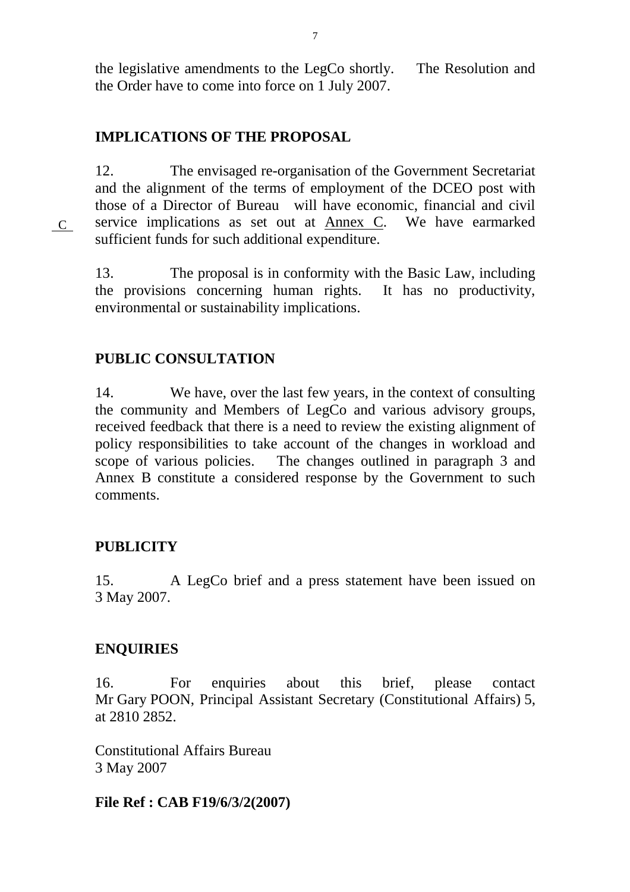the legislative amendments to the LegCo shortly. The Resolution and the Order have to come into force on 1 July 2007.

## IMPLICATIONS OF THE PROPOSAL

12. The envisaged re-organisation of the Government Secretariat and the alignment of the terms of employment of the DCEO post with those of a Director of Bureau will have economic, financial and civil service implications as set out at Annex C. We have earmarked sufficient funds for such additional expenditure.

C

13. The proposal is in conformity with the Basic Law, including the provisions concerning human rights. It has no productivity, environmental or sustainability implications.

## PUBLIC CONSULTATION

14. We have, over the last few years, in the context of consulting the community and Members of LegCo and various advisory groups, received feedback that there is a need to review the existing alignment of policy responsibilities to take account of the changes in workload and scope of various policies. The changes outlined in paragraph 3 and Annex B constitute a considered response by the Government to such comments.

## PUBLICITY

15. A LegCo brief and a press statement have been issued on 3 May 2007.

## ENQUIRIES

16. For enquiries about this brief, please contact Mr Gary POON, Principal Assistant Secretary (Constitutional Affairs) 5, at 2810 2852.

Constitutional Affairs Bureau
3 May 2007

**File Ref : CAB F19/6/3/2(2007)**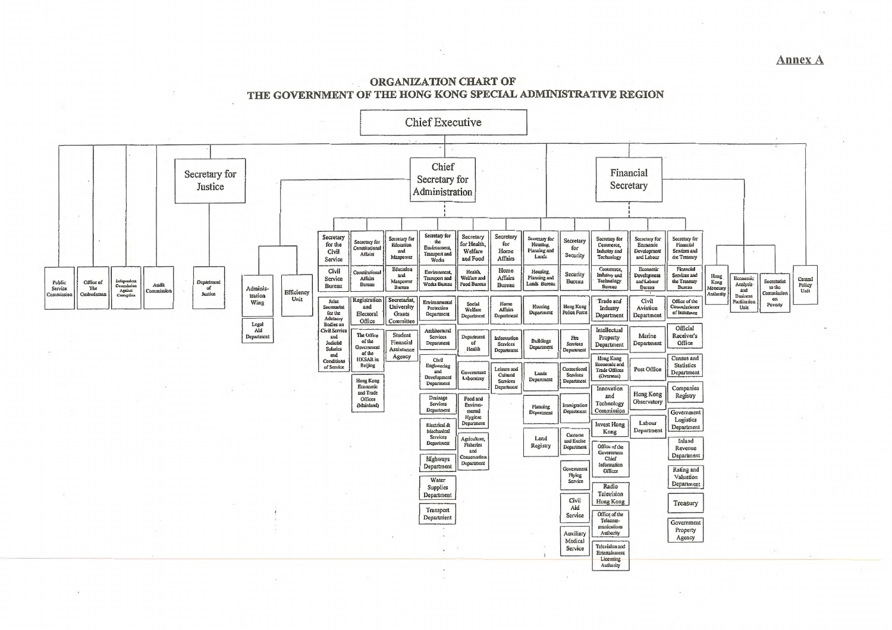Annex A

# ORGANIZATION CHART OF THE GOVERNMENT OF THE HONG KONG SPECIAL ADMINISTRATIVE REGION

**Chief Executive**

- Public Service Commission
- Office of The Ombudsman
- Independent Commission Against Corruption
- Audit Commission
- **Secretary for Justice**
  - Department of Justice
- **Chief Secretary for Administration**
  - Administration Wing
    - Legal Aid Department
  - Efficiency Unit
  - Secretary for the Civil Service
    - Civil Service Bureau
      - Joint Secretariat for the Advisory Bodies on Civil Service and Judicial Salaries and Conditions of Service
  - Secretary for Constitutional Affairs
    - Constitutional Affairs Bureau
      - Registration and Electoral Office
      - The Office of the Government of the HKSAR in Beijing
      - Hong Kong Economic and Trade Offices (Mainland)
  - Secretary for Education and Manpower
    - Education and Manpower Bureau
      - Secretariat, University Grants Committee
      - Student Financial Assistance Agency
  - Secretary for the Environment, Transport and Works
    - Environment, Transport and Works Bureau
      - Environmental Protection Department
      - Architectural Services Department
      - Civil Engineering and Development Department
      - Drainage Services Department
      - Electrical & Mechanical Services Department
      - Highways Department
      - Water Supplies Department
      - Transport Department
  - Secretary for Health, Welfare and Food
    - Health, Welfare and Food Bureau
      - Social Welfare Department
      - Department of Health
      - Government Laboratory
      - Food and Environmental Hygiene Department
      - Agriculture, Fisheries and Conservation Department
  - Secretary for Home Affairs
    - Home Affairs Bureau
      - Home Affairs Department
      - Information Services Department
      - Leisure and Cultural Services Department
  - Secretary for Housing, Planning and Lands
    - Housing, Planning and Lands Bureau
      - Housing Department
      - Buildings Department
      - Lands Department
      - Planning Department
      - Land Registry
  - Secretary for Security
    - Security Bureau
      - Hong Kong Police Force
      - Fire Services Department
      - Correctional Services Department
      - Immigration Department
      - Customs and Excise Department
      - Government Flying Service
      - Civil Aid Service
      - Auxiliary Medical Service
- **Financial Secretary**
  - Secretary for Commerce, Industry and Technology
    - Commerce, Industry and Technology Bureau
      - Trade and Industry Department
      - Intellectual Property Department
      - Hong Kong Economic and Trade Offices (Overseas)
      - Innovation and Technology Commission
      - Invest Hong Kong
      - Office of the Government Chief Information Officer
      - Radio Television Hong Kong
      - Office of the Telecommunications Authority
      - Television and Entertainment Licensing Authority
  - Secretary for Economic Development and Labour
    - Economic Development and Labour Bureau
      - Civil Aviation Department
      - Marine Department
      - Post Office
      - Hong Kong Observatory
      - Labour Department
  - Secretary for Financial Services and the Treasury
    - Financial Services and the Treasury Bureau
      - Office of the Commissioner of Insurance
      - Official Receiver's Office
      - Census and Statistics Department
      - Companies Registry
      - Government Logistics Department
      - Inland Revenue Department
      - Rating and Valuation Department
      - Treasury
      - Government Property Agency
  - Hong Kong Monetary Authority
  - Economic Analysis and Business Facilitation Unit
  - Secretariat to the Commission on Poverty
- Central Policy Unit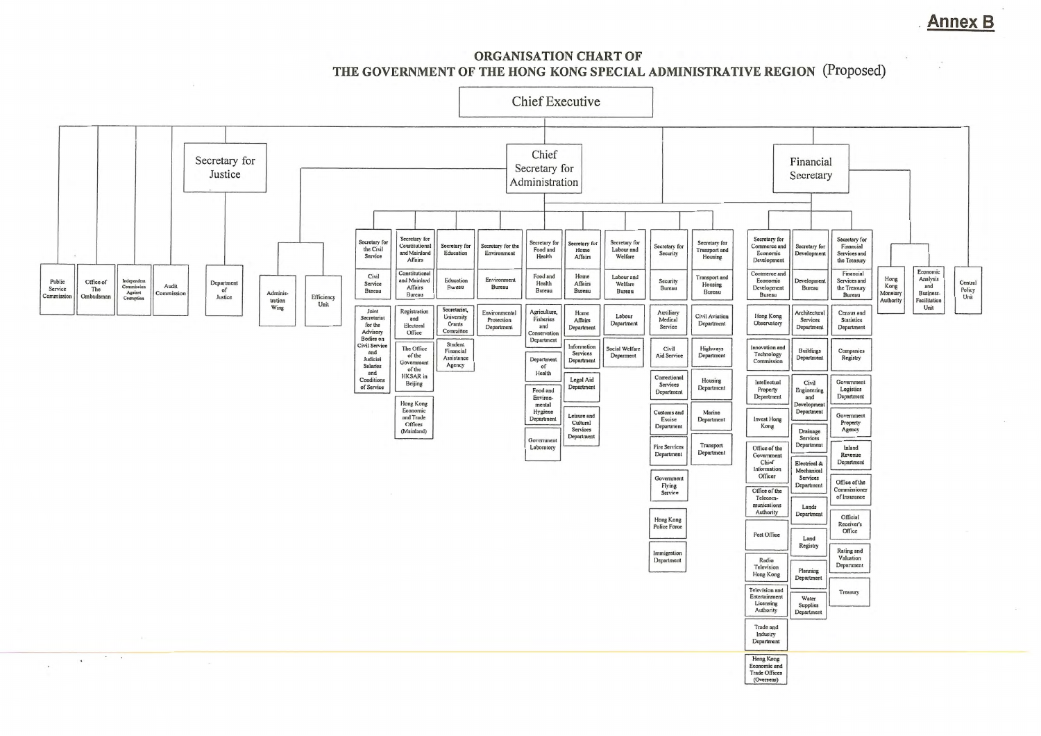**Annex B**

# ORGANISATION CHART OF THE GOVERNMENT OF THE HONG KONG SPECIAL ADMINISTRATIVE REGION (Proposed)

- **Chief Executive**
  - Public Service Commission
  - Office of The Ombudsman
  - Independent Commission Against Corruption
  - Audit Commission
  - **Secretary for Justice**
    - Department of Justice
  - Adminis-tration Wing
  - Efficiency Unit
  - **Chief Secretary for Administration**
    - Secretary for the Civil Service
      - Civil Service Bureau
        - Joint Secretariat for the Advisory Bodies on Civil Service and Judicial Salaries and Conditions of Service
    - Secretary for Constitutional and Mainland Affairs
      - Constitutional and Mainland Affairs Bureau
        - Registration and Electoral Office
        - The Office of the Government of the HKSAR in Beijing
        - Hong Kong Economic and Trade Offices (Mainland)
    - Secretary for Education
      - Education Bureau
        - Secretariat, University Grants Committee
        - Student Financial Assistance Agency
    - Secretary for the Environment
      - Environment Bureau
        - Environmental Protection Department
    - Secretary for Food and Health
      - Food and Health Bureau
        - Agriculture, Fisheries and Conservation Department
        - Department of Health
        - Food and Environmental Hygiene Department
        - Government Laboratory
    - Secretary for Home Affairs
      - Home Affairs Bureau
        - Home Affairs Department
        - Information Services Department
        - Legal Aid Department
        - Leisure and Cultural Services Department
    - Secretary for Labour and Welfare
      - Labour and Welfare Bureau
        - Labour Department
        - Social Welfare Department
    - Secretary for Security
      - Security Bureau
        - Auxiliary Medical Service
        - Civil Aid Service
        - Correctional Services Department
        - Customs and Excise Department
        - Fire Services Department
        - Government Flying Service
        - Hong Kong Police Force
        - Immigration Department
    - Secretary for Transport and Housing
      - Transport and Housing Bureau
        - Civil Aviation Department
        - Highways Department
        - Housing Department
        - Marine Department
        - Transport Department
  - **Financial Secretary**
    - Secretary for Commerce and Economic Development
      - Commerce and Economic Development Bureau
        - Hong Kong Observatory
        - Innovation and Technology Commission
        - Intellectual Property Department
        - Invest Hong Kong
        - Office of the Government Chief Information Officer
        - Office of the Telecom-munications Authority
        - Post Office
        - Radio Television Hong Kong
        - Television and Entertainment Licensing Authority
        - Trade and Industry Department
        - Hong Kong Economic and Trade Offices (Overseas)
    - Secretary for Development
      - Development Bureau
        - Architectural Services Department
        - Buildings Department
        - Civil Engineering and Development Department
        - Drainage Services Department
        - Electrical & Mechanical Services Department
        - Lands Department
        - Land Registry
        - Planning Department
        - Water Supplies Department
    - Secretary for Financial Services and the Treasury
      - Financial Services and the Treasury Bureau
        - Census and Statistics Department
        - Companies Registry
        - Government Logistics Department
        - Government Property Agency
        - Inland Revenue Department
        - Office of the Commissioner of Insurance
        - Official Receiver's Office
        - Rating and Valuation Department
        - Treasury
    - Hong Kong Monetary Authority
    - Economic Analysis and Business Facilitation Unit
  - Central Policy Unit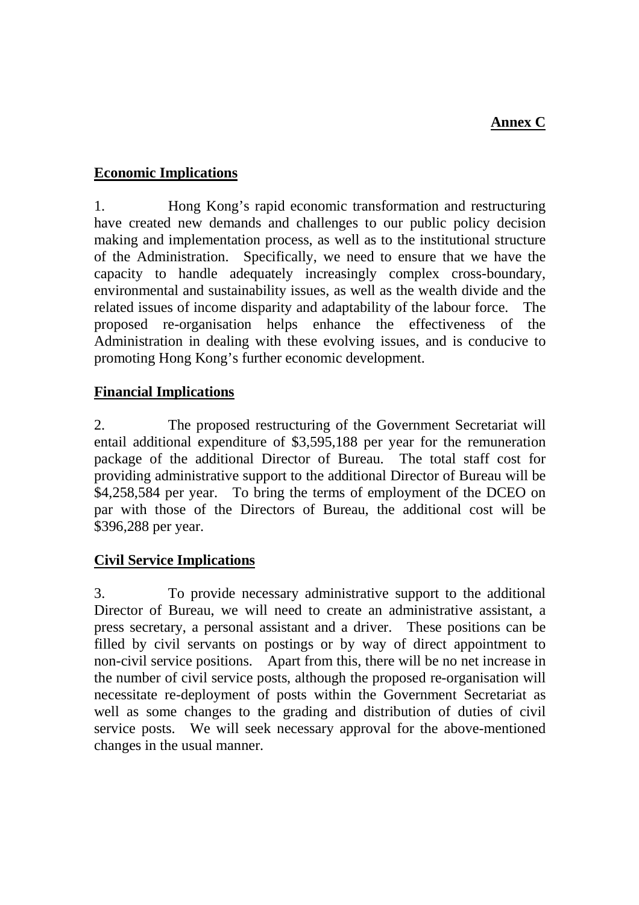**Annex C**

**Economic Implications**

1. Hong Kong's rapid economic transformation and restructuring have created new demands and challenges to our public policy decision making and implementation process, as well as to the institutional structure of the Administration. Specifically, we need to ensure that we have the capacity to handle adequately increasingly complex cross-boundary, environmental and sustainability issues, as well as the wealth divide and the related issues of income disparity and adaptability of the labour force. The proposed re-organisation helps enhance the effectiveness of the Administration in dealing with these evolving issues, and is conducive to promoting Hong Kong's further economic development.

**Financial Implications**

2. The proposed restructuring of the Government Secretariat will entail additional expenditure of $3,595,188 per year for the remuneration package of the additional Director of Bureau. The total staff cost for providing administrative support to the additional Director of Bureau will be $4,258,584 per year. To bring the terms of employment of the DCEO on par with those of the Directors of Bureau, the additional cost will be $396,288 per year.

**Civil Service Implications**

3. To provide necessary administrative support to the additional Director of Bureau, we will need to create an administrative assistant, a press secretary, a personal assistant and a driver. These positions can be filled by civil servants on postings or by way of direct appointment to non-civil service positions. Apart from this, there will be no net increase in the number of civil service posts, although the proposed re-organisation will necessitate re-deployment of posts within the Government Secretariat as well as some changes to the grading and distribution of duties of civil service posts. We will seek necessary approval for the above-mentioned changes in the usual manner.